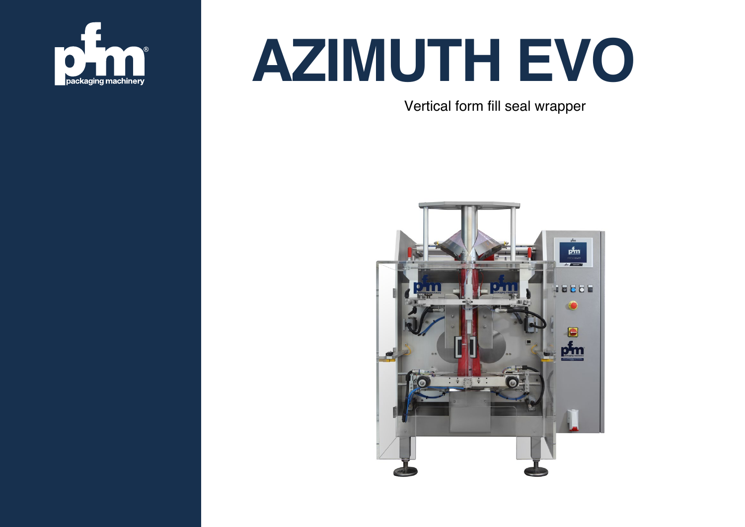# AZIMUTH EVO

Vertical form fill seal wrapper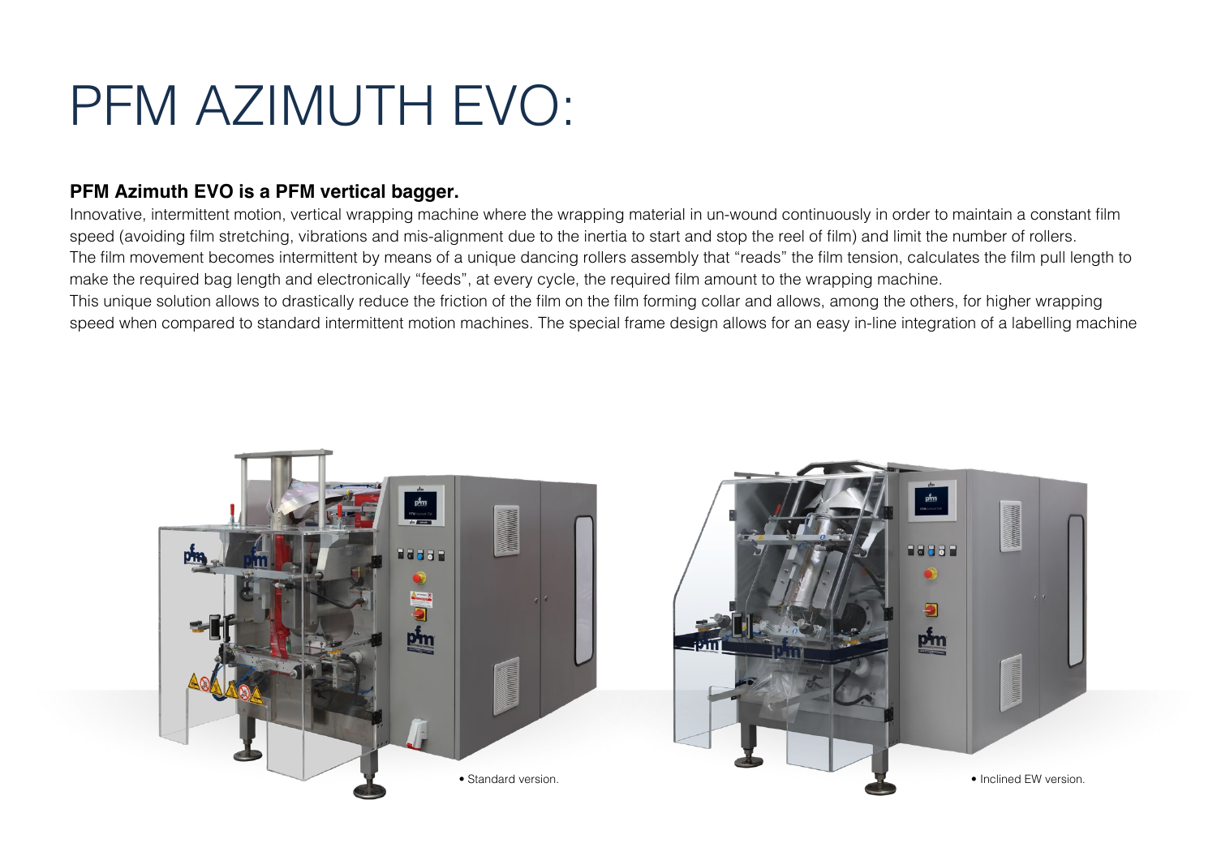# PFM AZIMUTH EVO:

**PFM Azimuth EVO is a PFM vertical bagger.**

Innovative, intermittent motion, vertical wrapping machine where the wrapping material in un-wound continuously in order to maintain a constant film speed (avoiding film stretching, vibrations and mis-alignment due to the inertia to start and stop the reel of film) and limit the number of rollers.
The film movement becomes intermittent by means of a unique dancing rollers assembly that "reads" the film tension, calculates the film pull length to make the required bag length and electronically "feeds", at every cycle, the required film amount to the wrapping machine.
This unique solution allows to drastically reduce the friction of the film on the film forming collar and allows, among the others, for higher wrapping speed when compared to standard intermittent motion machines. The special frame design allows for an easy in-line integration of a labelling machine

• Standard version.

• Inclined EW version.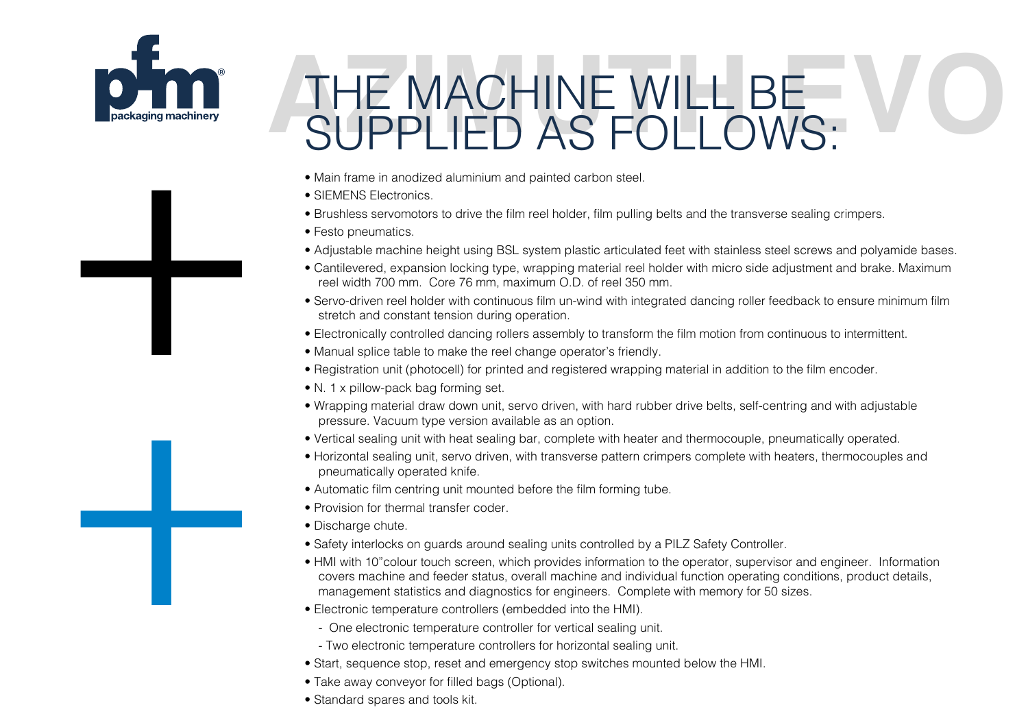# THE MACHINE WILL BE SUPPLIED AS FOLLOWS:

- Main frame in anodized aluminium and painted carbon steel.
- SIEMENS Electronics.
- Brushless servomotors to drive the film reel holder, film pulling belts and the transverse sealing crimpers.
- Festo pneumatics.
- Adjustable machine height using BSL system plastic articulated feet with stainless steel screws and polyamide bases.
- Cantilevered, expansion locking type, wrapping material reel holder with micro side adjustment and brake. Maximum reel width 700 mm. Core 76 mm, maximum O.D. of reel 350 mm.
- Servo-driven reel holder with continuous film un-wind with integrated dancing roller feedback to ensure minimum film stretch and constant tension during operation.
- Electronically controlled dancing rollers assembly to transform the film motion from continuous to intermittent.
- Manual splice table to make the reel change operator's friendly.
- Registration unit (photocell) for printed and registered wrapping material in addition to the film encoder.
- N. 1 x pillow-pack bag forming set.
- Wrapping material draw down unit, servo driven, with hard rubber drive belts, self-centring and with adjustable pressure. Vacuum type version available as an option.
- Vertical sealing unit with heat sealing bar, complete with heater and thermocouple, pneumatically operated.
- Horizontal sealing unit, servo driven, with transverse pattern crimpers complete with heaters, thermocouples and pneumatically operated knife.
- Automatic film centring unit mounted before the film forming tube.
- Provision for thermal transfer coder.
- Discharge chute.
- Safety interlocks on guards around sealing units controlled by a PILZ Safety Controller.
- HMI with 10"colour touch screen, which provides information to the operator, supervisor and engineer. Information covers machine and feeder status, overall machine and individual function operating conditions, product details, management statistics and diagnostics for engineers. Complete with memory for 50 sizes.
- Electronic temperature controllers (embedded into the HMI).
  - One electronic temperature controller for vertical sealing unit.
  - Two electronic temperature controllers for horizontal sealing unit.
- Start, sequence stop, reset and emergency stop switches mounted below the HMI.
- Take away conveyor for filled bags (Optional).
- Standard spares and tools kit.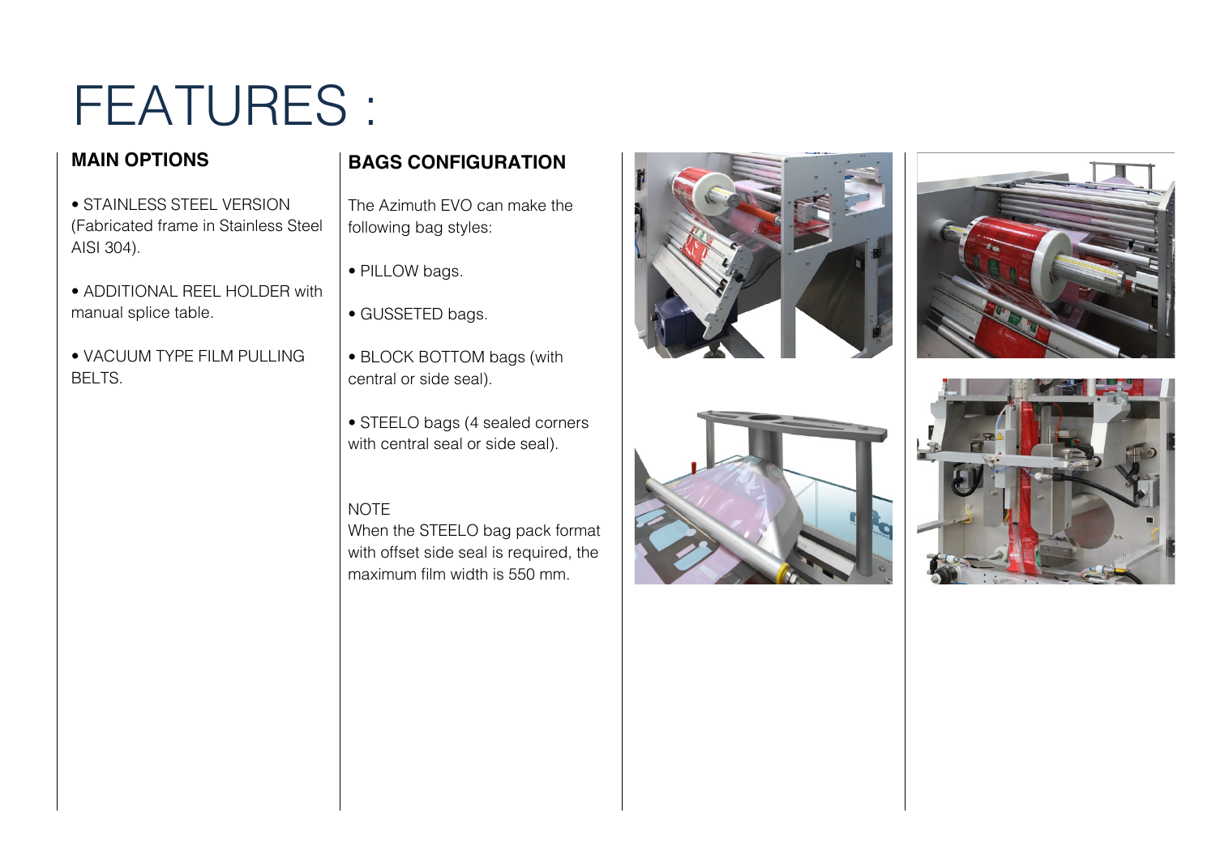# FEATURES :

## MAIN OPTIONS

• STAINLESS STEEL VERSION (Fabricated frame in Stainless Steel AISI 304).

• ADDITIONAL REEL HOLDER with manual splice table.

• VACUUM TYPE FILM PULLING BELTS.

## BAGS CONFIGURATION

The Azimuth EVO can make the following bag styles:

• PILLOW bags.

• GUSSETED bags.

• BLOCK BOTTOM bags (with central or side seal).

• STEELO bags (4 sealed corners with central seal or side seal).

NOTE
When the STEELO bag pack format with offset side seal is required, the maximum film width is 550 mm.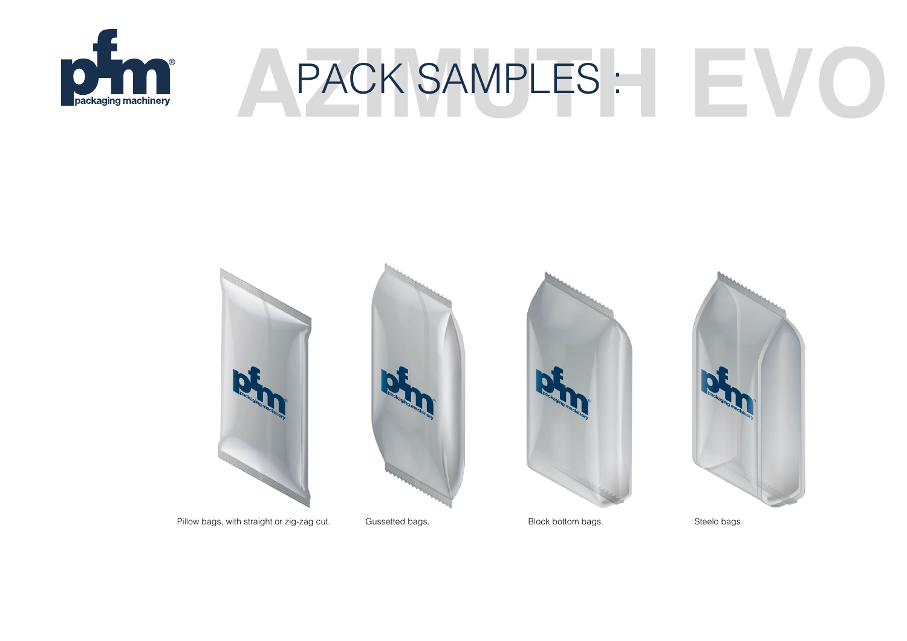# PACK SAMPLES :

Pillow bags, with straight or zig-zag cut.

Gussetted bags.

Block bottom bags.

Steelo bags.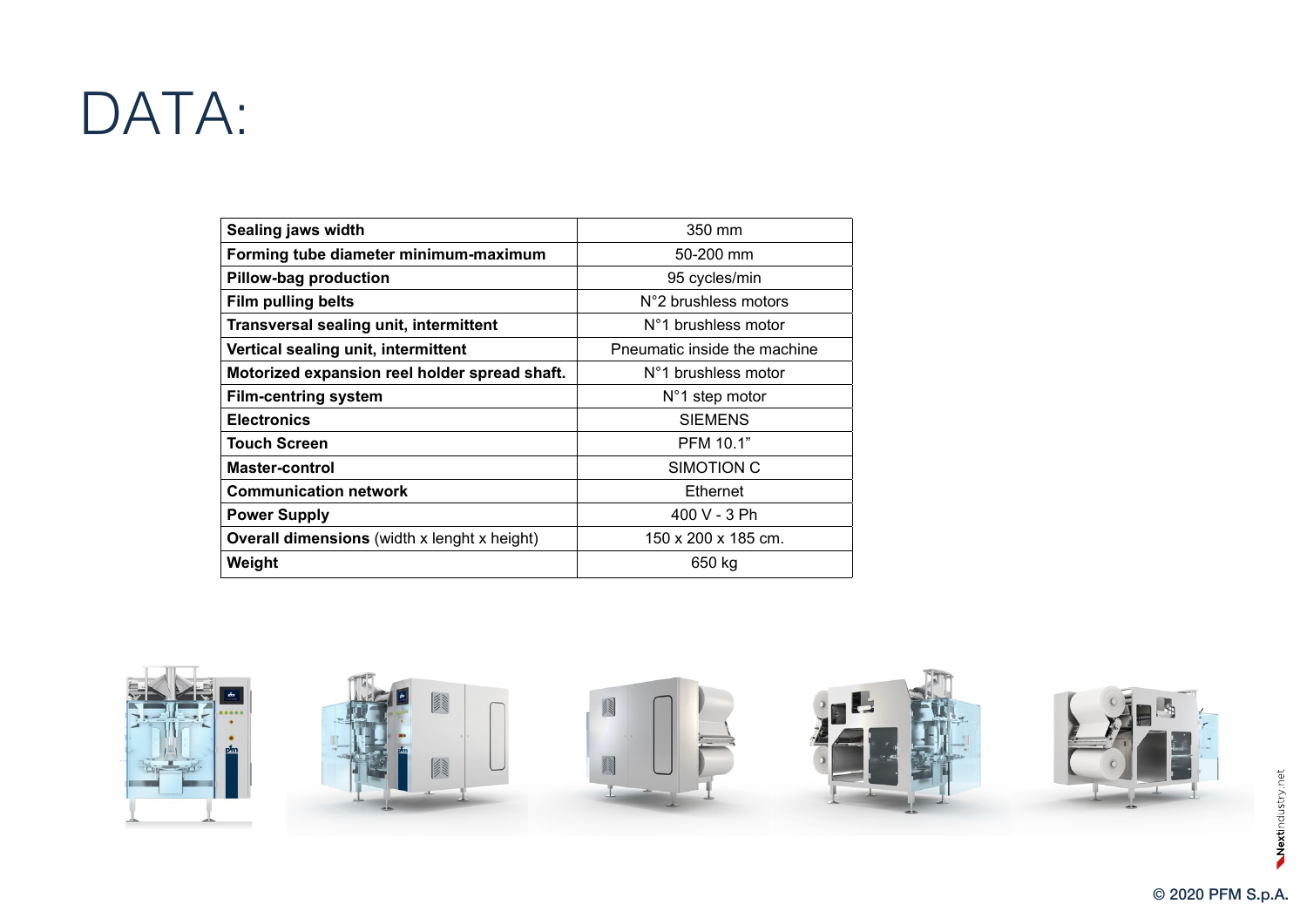# DATA:

| | |
|---|---|
| **Sealing jaws width** | 350 mm |
| **Forming tube diameter minimum-maximum** | 50-200 mm |
| **Pillow-bag production** | 95 cycles/min |
| **Film pulling belts** | N°2 brushless motors |
| **Transversal sealing unit, intermittent** | N°1 brushless motor |
| **Vertical sealing unit, intermittent** | Pneumatic inside the machine |
| **Motorized expansion reel holder spread shaft.** | N°1 brushless motor |
| **Film-centring system** | N°1 step motor |
| **Electronics** | SIEMENS |
| **Touch Screen** | PFM 10.1” |
| **Master-control** | SIMOTION C |
| **Communication network** | Ethernet |
| **Power Supply** | 400 V - 3 Ph |
| **Overall dimensions** (width x lenght x height) | 150 x 200 x 185 cm. |
| **Weight** | 650 kg |

© 2020 PFM S.p.A.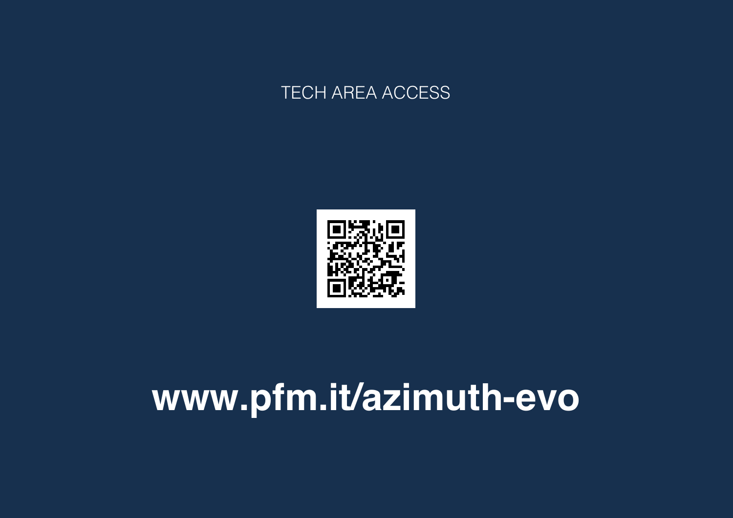TECH AREA ACCESS

**www.pfm.it/azimuth-evo**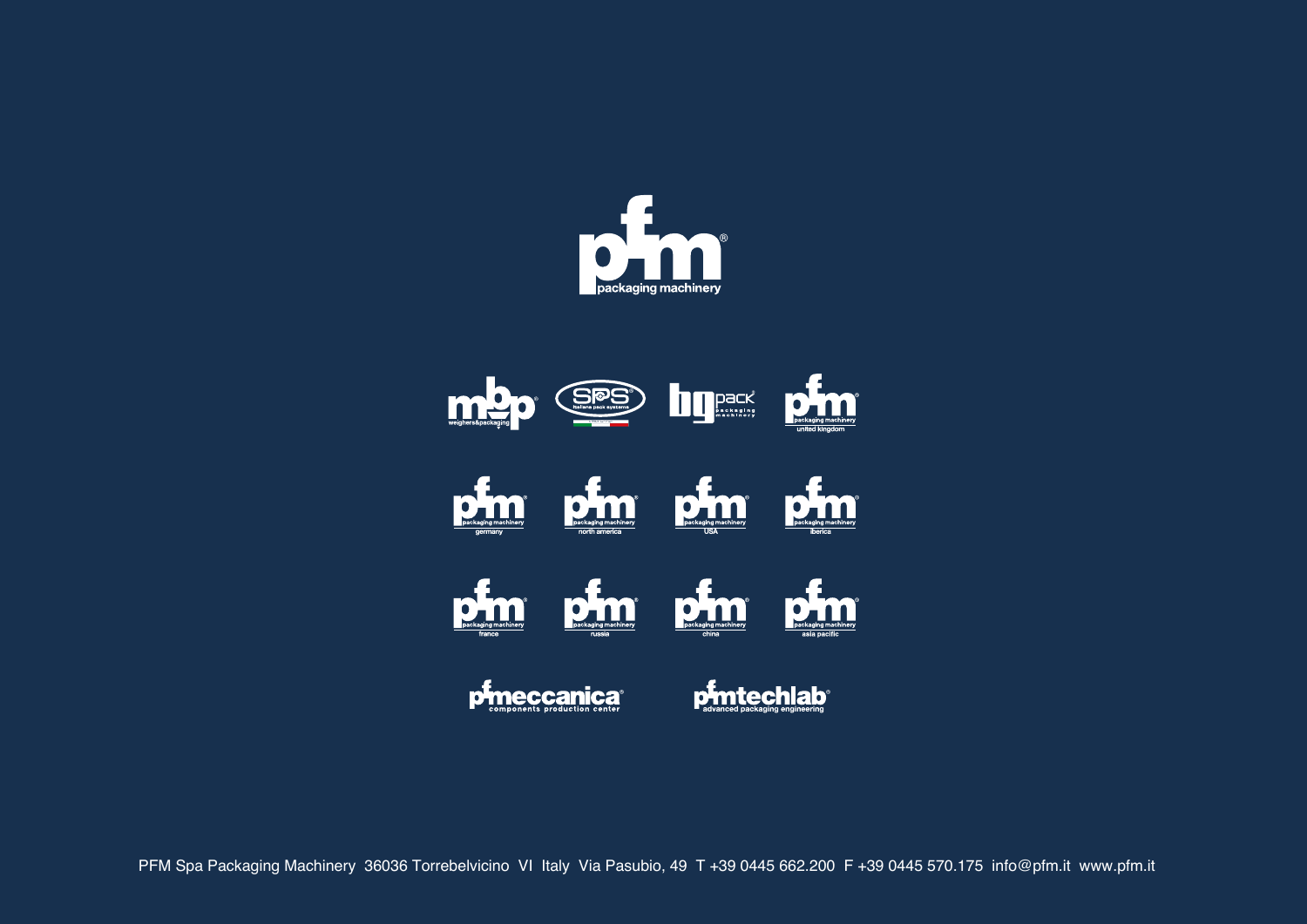pfm packaging machinery

mbp weighers&packaging

SPS italiana pack systems

bg pack packaging machinery

pfm packaging machinery united kingdom

pfm packaging machinery germany

pfm packaging machinery north america

pfm packaging machinery USA

pfm packaging machinery iberica

pfm packaging machinery france

pfm packaging machinery russia

pfm packaging machinery china

pfm packaging machinery asia pacific

pfmeccanica components production center

pfmtechlab advanced packaging engineering

PFM Spa Packaging Machinery 36036 Torrebelvicino VI Italy Via Pasubio, 49 T +39 0445 662.200 F +39 0445 570.175 info@pfm.it www.pfm.it